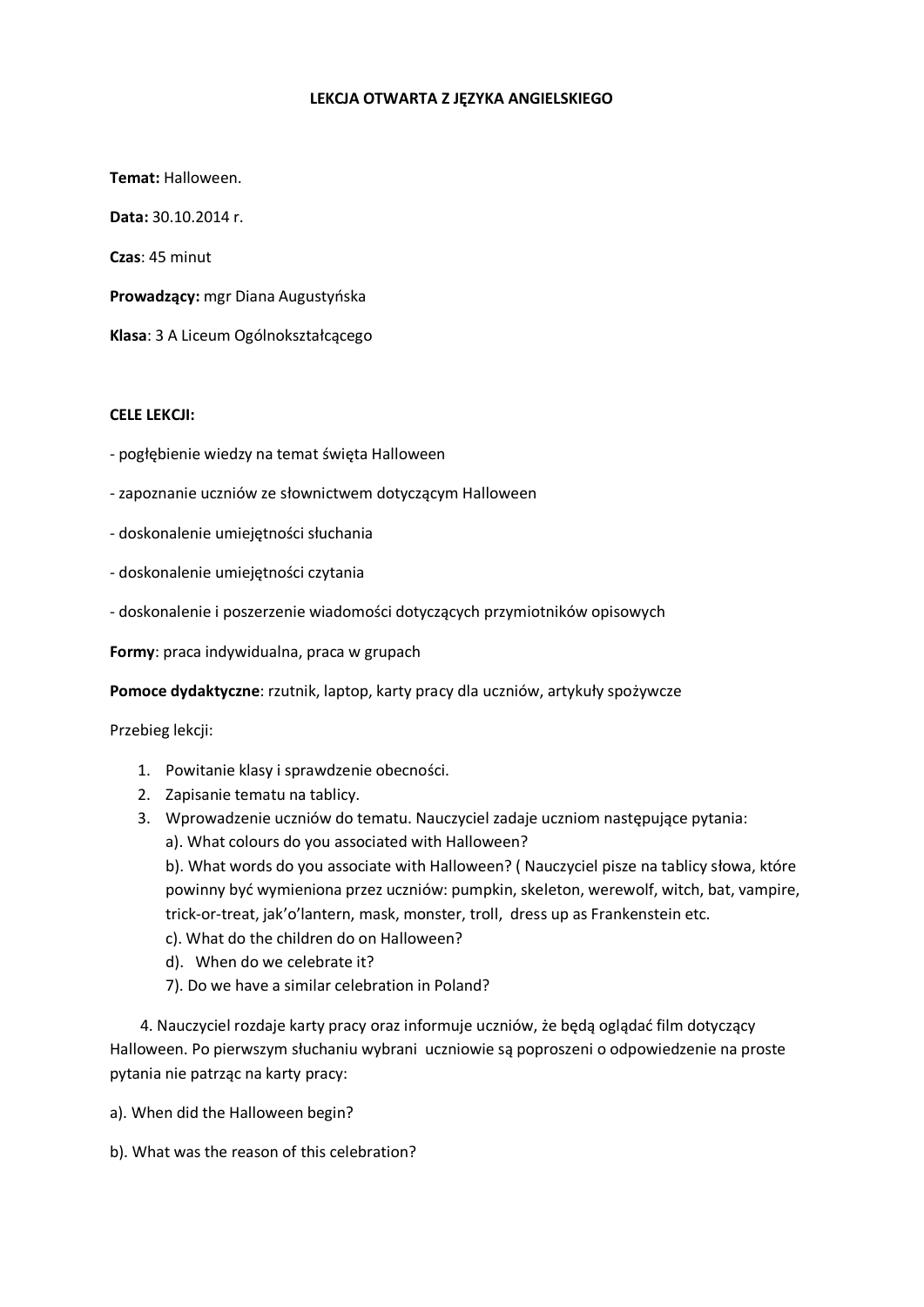# LEKCJA OTWARTA Z JĘZYKA ANGIELSKIEGO

**Temat:** Halloween.

**Data:** 30.10.2014 r.

**Czas**: 45 minut

**Prowadzący:** mgr Diana Augustyńska

**Klasa**: 3 A Liceum Ogólnokształcącego

**CELE LEKCJI:**

- pogłębienie wiedzy na temat święta Halloween
- zapoznanie uczniów ze słownictwem dotyczącym Halloween
- doskonalenie umiejętności słuchania
- doskonalenie umiejętności czytania
- doskonalenie i poszerzenie wiadomości dotyczących przymiotników opisowych

**Formy**: praca indywidualna, praca w grupach

**Pomoce dydaktyczne**: rzutnik, laptop, karty pracy dla uczniów, artykuły spożywcze

Przebieg lekcji:

1. Powitanie klasy i sprawdzenie obecności.
2. Zapisanie tematu na tablicy.
3. Wprowadzenie uczniów do tematu. Nauczyciel zadaje uczniom następujące pytania:
   a). What colours do you associated with Halloween?
   b). What words do you associate with Halloween? ( Nauczyciel pisze na tablicy słowa, które powinny być wymieniona przez uczniów: pumpkin, skeleton, werewolf, witch, bat, vampire, trick-or-treat, jak'o'lantern, mask, monster, troll, dress up as Frankenstein etc.
   c). What do the children do on Halloween?
   d). When do we celebrate it?
   7). Do we have a similar celebration in Poland?

4. Nauczyciel rozdaje karty pracy oraz informuje uczniów, że będą oglądać film dotyczący Halloween. Po pierwszym słuchaniu wybrani uczniowie są poproszeni o odpowiedzenie na proste pytania nie patrząc na karty pracy:

a). When did the Halloween begin?

b). What was the reason of this celebration?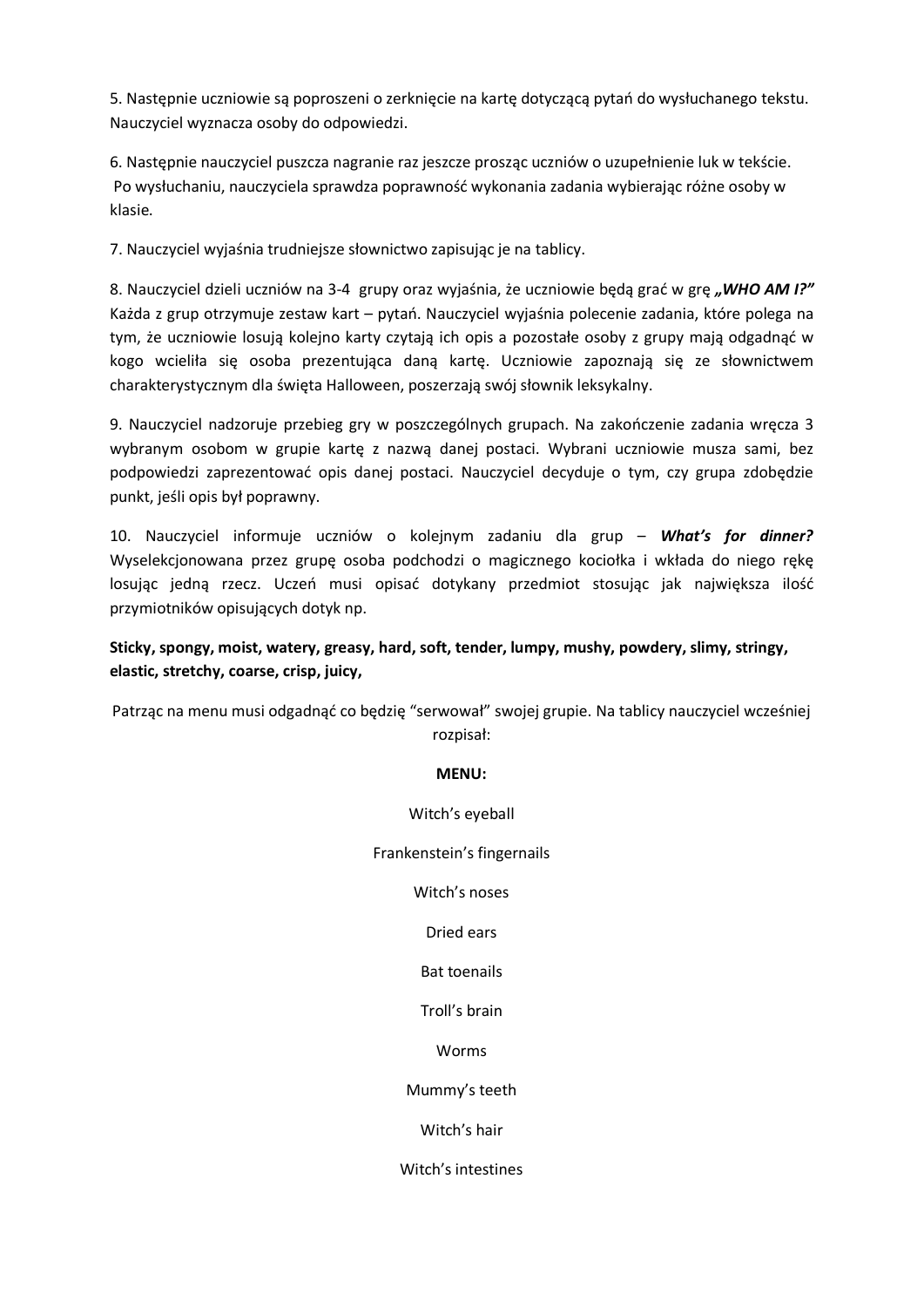5. Następnie uczniowie są poproszeni o zerknięcie na kartę dotyczącą pytań do wysłuchanego tekstu. Nauczyciel wyznacza osoby do odpowiedzi.

6. Następnie nauczyciel puszcza nagranie raz jeszcze prosząc uczniów o uzupełnienie luk w tekście. Po wysłuchaniu, nauczyciela sprawdza poprawność wykonania zadania wybierając różne osoby w klasie.

7. Nauczyciel wyjaśnia trudniejsze słownictwo zapisując je na tablicy.

8. Nauczyciel dzieli uczniów na 3-4 grupy oraz wyjaśnia, że uczniowie będą grać w grę ***„WHO AM I?”*** Każda z grup otrzymuje zestaw kart – pytań. Nauczyciel wyjaśnia polecenie zadania, które polega na tym, że uczniowie losują kolejno karty czytają ich opis a pozostałe osoby z grupy mają odgadnąć w kogo wcieliła się osoba prezentująca daną kartę. Uczniowie zapoznają się ze słownictwem charakterystycznym dla święta Halloween, poszerzają swój słownik leksykalny.

9. Nauczyciel nadzoruje przebieg gry w poszczególnych grupach. Na zakończenie zadania wręcza 3 wybranym osobom w grupie kartę z nazwą danej postaci. Wybrani uczniowie musza sami, bez podpowiedzi zaprezentować opis danej postaci. Nauczyciel decyduje o tym, czy grupa zdobędzie punkt, jeśli opis był poprawny.

10. Nauczyciel informuje uczniów o kolejnym zadaniu dla grup – ***What's for dinner?*** Wyselekcjonowana przez grupę osoba podchodzi o magicznego kociołka i wkłada do niego rękę losując jedną rzecz. Uczeń musi opisać dotykany przedmiot stosując jak największa ilość przymiotników opisujących dotyk np.

**Sticky, spongy, moist, watery, greasy, hard, soft, tender, lumpy, mushy, powdery, slimy, stringy, elastic, stretchy, coarse, crisp, juicy,**

Patrząc na menu musi odgadnąć co będzię "serwował" swojej grupie. Na tablicy nauczyciel wcześniej rozpisał:

**MENU:**

Witch's eyeball

Frankenstein's fingernails

Witch's noses

Dried ears

Bat toenails

Troll's brain

Worms

Mummy's teeth

Witch's hair

Witch's intestines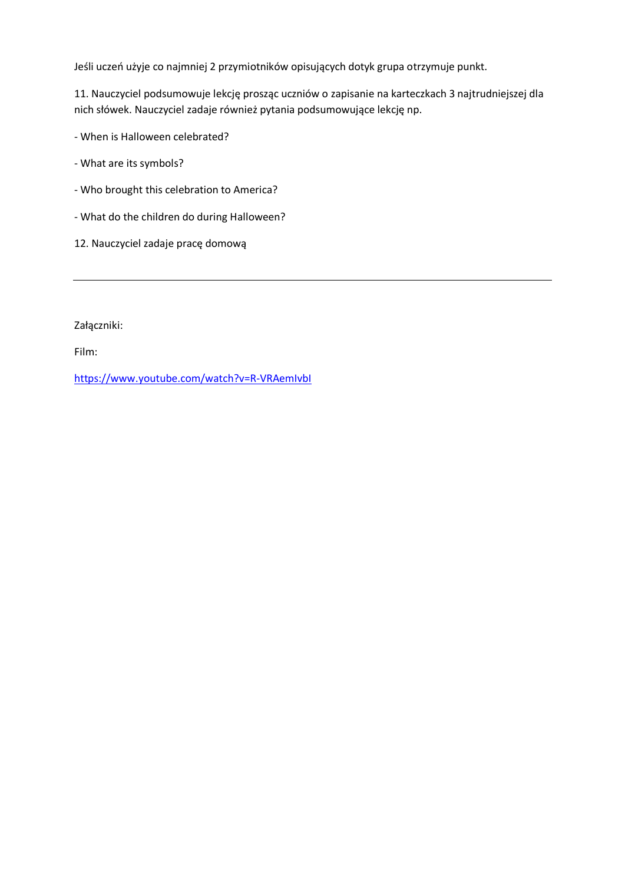Jeśli uczeń użyje co najmniej 2 przymiotników opisujących dotyk grupa otrzymuje punkt.

11. Nauczyciel podsumowuje lekcję prosząc uczniów o zapisanie na karteczkach 3 najtrudniejszej dla nich słówek. Nauczyciel zadaje również pytania podsumowujące lekcję np.

- When is Halloween celebrated?

- What are its symbols?

- Who brought this celebration to America?

- What do the children do during Halloween?

12. Nauczyciel zadaje pracę domową

---

Załączniki:

Film:

[https://www.youtube.com/watch?v=R-VRAemIvbI](https://www.youtube.com/watch?v=R-VRAemIvbI)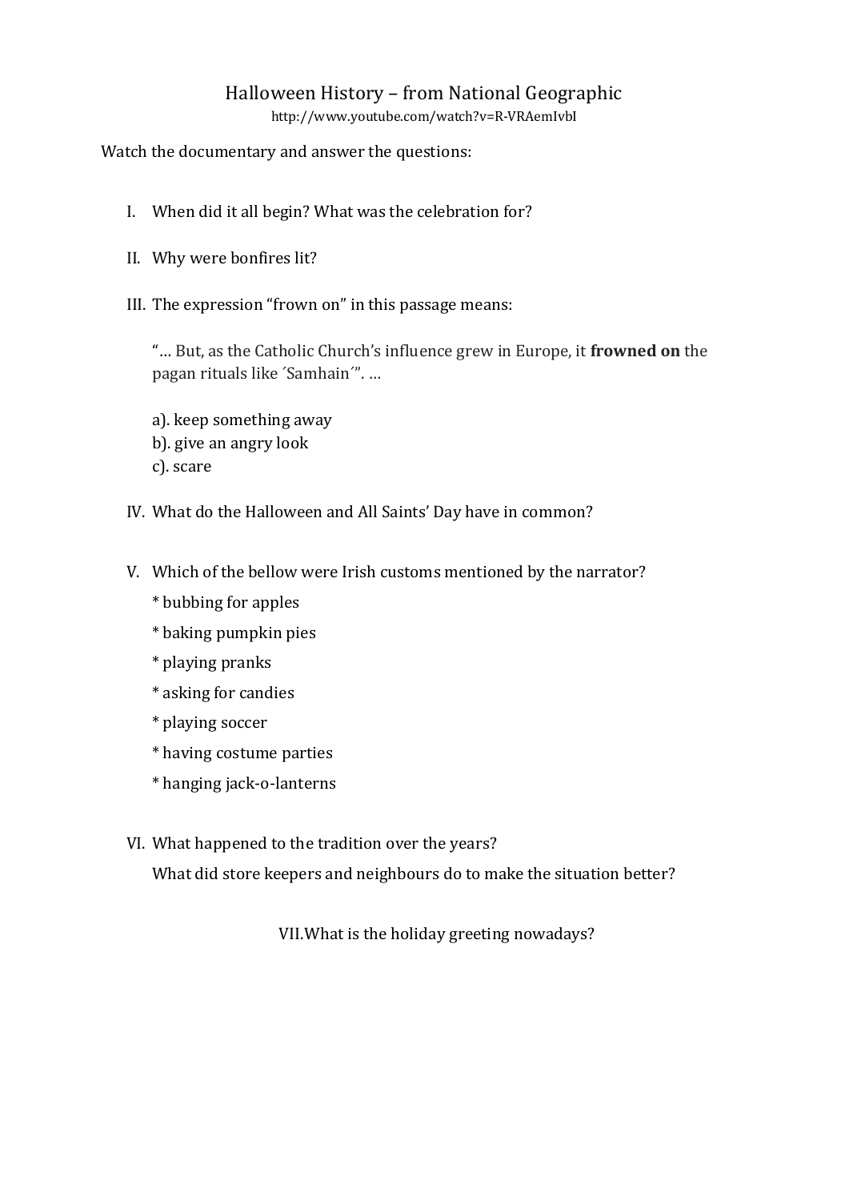# Halloween History – from National Geographic

http://www.youtube.com/watch?v=R-VRAemIvbI

Watch the documentary and answer the questions:

I. When did it all begin? What was the celebration for?

II. Why were bonfires lit?

III. The expression "frown on" in this passage means:

"… But, as the Catholic Church's influence grew in Europe, it **frowned on** the pagan rituals like ´Samhain´". …

a). keep something away
b). give an angry look
c). scare

IV. What do the Halloween and All Saints' Day have in common?

V. Which of the bellow were Irish customs mentioned by the narrator?

* bubbing for apples
* baking pumpkin pies
* playing pranks
* asking for candies
* playing soccer
* having costume parties
* hanging jack-o-lanterns

VI. What happened to the tradition over the years?

What did store keepers and neighbours do to make the situation better?

VII.What is the holiday greeting nowadays?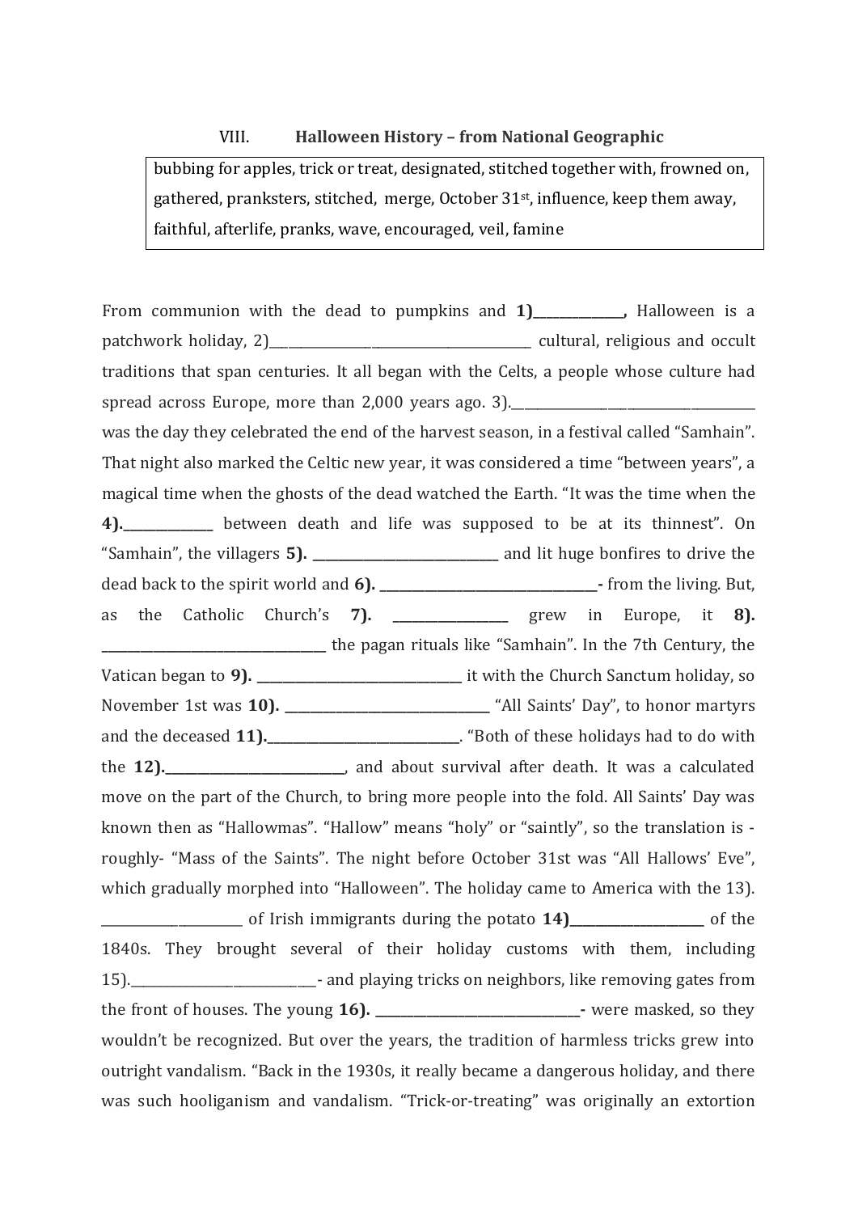## VIII. Halloween History – from National Geographic

| bubbing for apples, trick or treat, designated, stitched together with, frowned on, gathered, pranksters, stitched, merge, October 31st, influence, keep them away, faithful, afterlife, pranks, wave, encouraged, veil, famine |
|---|

From communion with the dead to pumpkins and **1)_______________,** Halloween is a patchwork holiday, 2)___________________________________________ cultural, religious and occult traditions that span centuries. It all began with the Celts, a people whose culture had spread across Europe, more than 2,000 years ago. 3).________________________________________ was the day they celebrated the end of the harvest season, in a festival called "Samhain". That night also marked the Celtic new year, it was considered a time "between years", a magical time when the ghosts of the dead watched the Earth. "It was the time when the **4).______________** between death and life was supposed to be at its thinnest". On "Samhain", the villagers **5). ______________________________** and lit huge bonfires to drive the dead back to the spirit world and **6). ___________________________________-** from the living. But, as the Catholic Church's **7). __________________** grew in Europe, it **8). _____________________________________** the pagan rituals like "Samhain". In the 7th Century, the Vatican began to **9). __________________________________** it with the Church Sanctum holiday, so November 1st was **10). _________________________________** "All Saints' Day", to honor martyrs and the deceased **11).______________________________**. "Both of these holidays had to do with the **12).____________________________**, and about survival after death. It was a calculated move on the part of the Church, to bring more people into the fold. All Saints' Day was known then as "Hallowmas". "Hallow" means "holy" or "saintly", so the translation is -roughly- "Mass of the Saints". The night before October 31st was "All Hallows' Eve", which gradually morphed into "Halloween". The holiday came to America with the 13). ______________________ of Irish immigrants during the potato **14)______________________** of the 1840s. They brought several of their holiday customs with them, including 15).______________________________- and playing tricks on neighbors, like removing gates from the front of houses. The young **16). _________________________________-** were masked, so they wouldn't be recognized. But over the years, the tradition of harmless tricks grew into outright vandalism. "Back in the 1930s, it really became a dangerous holiday, and there was such hooliganism and vandalism. "Trick-or-treating" was originally an extortion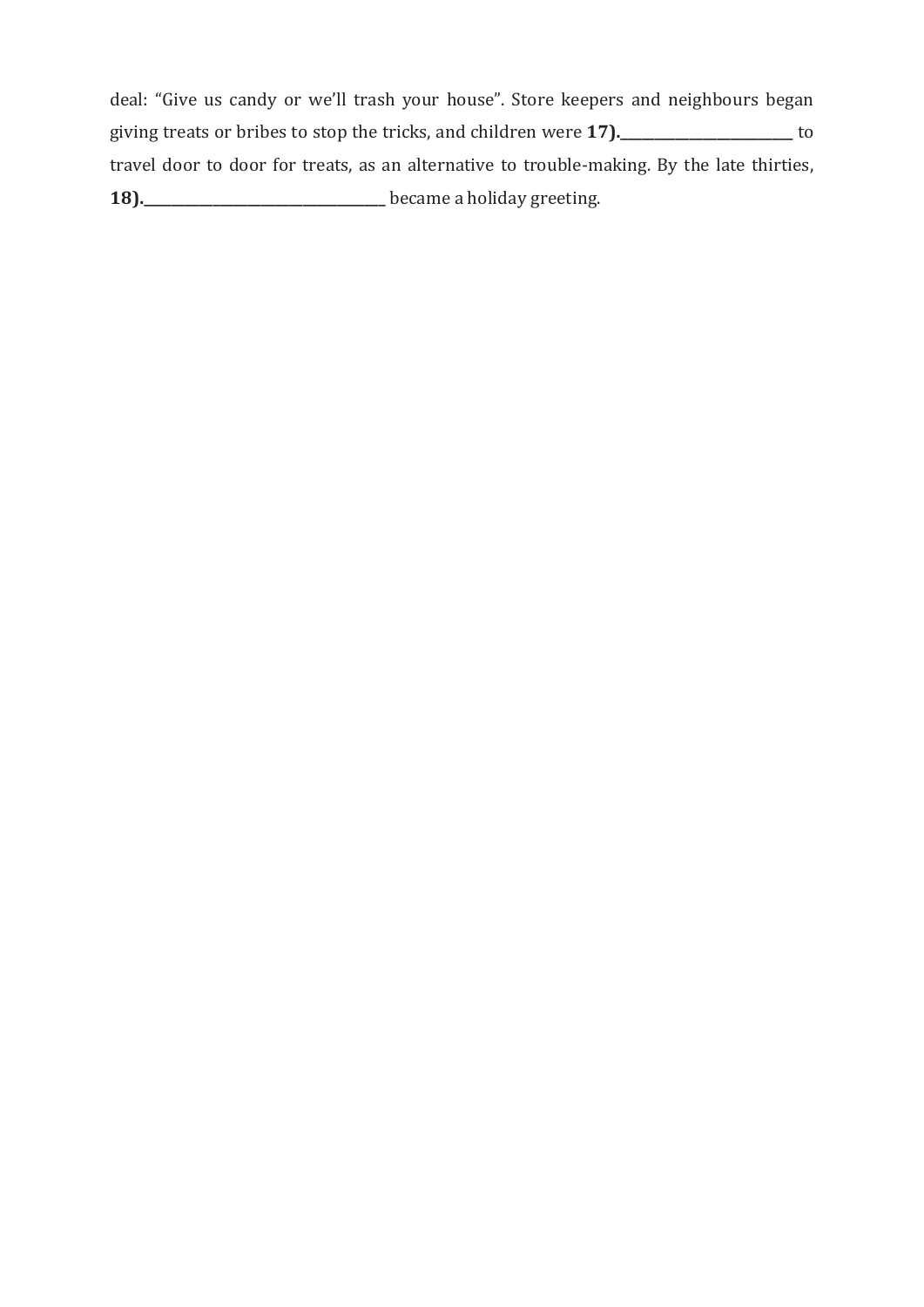deal: "Give us candy or we'll trash your house". Store keepers and neighbours began giving treats or bribes to stop the tricks, and children were **17).__________________________** to travel door to door for treats, as an alternative to trouble-making. By the late thirties, **18).__________________________________** became a holiday greeting.